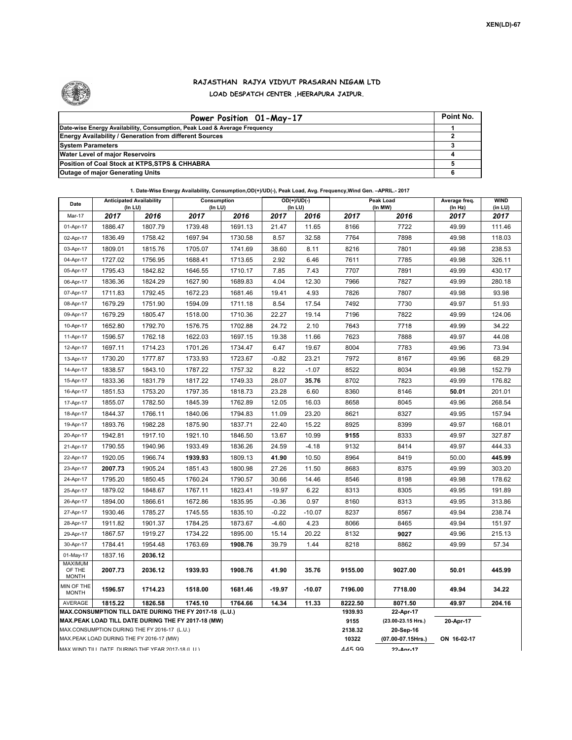XEN(LD)-67

# RAJASTHAN RAJYA VIDYUT PRASARAN NIGAM LTD
## LOAD DESPATCH CENTER ,HEERAPURA JAIPUR.

| Power Position 01-May-17 | Point No. |
|---|---|
| Date-wise Energy Availability, Consumption, Peak Load & Average Frequency | 1 |
| Energy Availability / Generation from different Sources | 2 |
| System Parameters | 3 |
| Water Level of major Reservoirs | 4 |
| Position of Coal Stock at KTPS,STPS & CHHABRA | 5 |
| Outage of major Generating Units | 6 |

**1. Date-Wise Energy Availability, Consumption,OD(+)/UD(-), Peak Load, Avg. Frequency,Wind Gen. –APRIL.- 2017**

| Date | Anticipated Availability (In LU) | | Consumption (In LU) | | OD(+)/UD(-) (In LU) | | Peak Load (In MW) | | Average freq. (In Hz) | WIND (in LU) |
|---|---|---|---|---|---|---|---|---|---|---|
| Mar-17 | 2017 | 2016 | 2017 | 2016 | 2017 | 2016 | 2017 | 2016 | 2017 | 2017 |
| 01-Apr-17 | 1886.47 | 1807.79 | 1739.48 | 1691.13 | 21.47 | 11.65 | 8166 | 7722 | 49.99 | 111.46 |
| 02-Apr-17 | 1836.49 | 1758.42 | 1697.94 | 1730.58 | 8.57 | 32.58 | 7764 | 7898 | 49.98 | 118.03 |
| 03-Apr-17 | 1809.01 | 1815.76 | 1705.07 | 1741.69 | 38.60 | 8.11 | 8216 | 7801 | 49.98 | 238.53 |
| 04-Apr-17 | 1727.02 | 1756.95 | 1688.41 | 1713.65 | 2.92 | 6.46 | 7611 | 7785 | 49.98 | 326.11 |
| 05-Apr-17 | 1795.43 | 1842.82 | 1646.55 | 1710.17 | 7.85 | 7.43 | 7707 | 7891 | 49.99 | 430.17 |
| 06-Apr-17 | 1836.36 | 1824.29 | 1627.90 | 1689.83 | 4.04 | 12.30 | 7966 | 7827 | 49.99 | 280.18 |
| 07-Apr-17 | 1711.83 | 1792.45 | 1672.23 | 1681.46 | 19.41 | 4.93 | 7826 | 7807 | 49.98 | 93.98 |
| 08-Apr-17 | 1679.29 | 1751.90 | 1594.09 | 1711.18 | 8.54 | 17.54 | 7492 | 7730 | 49.97 | 51.93 |
| 09-Apr-17 | 1679.29 | 1805.47 | 1518.00 | 1710.36 | 22.27 | 19.14 | 7196 | 7822 | 49.99 | 124.06 |
| 10-Apr-17 | 1652.80 | 1792.70 | 1576.75 | 1702.88 | 24.72 | 2.10 | 7643 | 7718 | 49.99 | 34.22 |
| 11-Apr-17 | 1596.57 | 1762.18 | 1622.03 | 1697.15 | 19.38 | 11.66 | 7623 | 7888 | 49.97 | 44.08 |
| 12-Apr-17 | 1697.11 | 1714.23 | 1701.26 | 1734.47 | 6.47 | 19.67 | 8004 | 7783 | 49.96 | 73.94 |
| 13-Apr-17 | 1730.20 | 1777.87 | 1733.93 | 1723.67 | -0.82 | 23.21 | 7972 | 8167 | 49.96 | 68.29 |
| 14-Apr-17 | 1838.57 | 1843.10 | 1787.22 | 1757.32 | 8.22 | -1.07 | 8522 | 8034 | 49.98 | 152.79 |
| 15-Apr-17 | 1833.36 | 1831.79 | 1817.22 | 1749.33 | 28.07 | **35.76** | 8702 | 7823 | 49.99 | 176.82 |
| 16-Apr-17 | 1851.53 | 1753.20 | 1797.35 | 1818.73 | 23.28 | 6.60 | 8360 | 8146 | **50.01** | 201.01 |
| 17-Apr-17 | 1855.07 | 1782.50 | 1845.39 | 1762.89 | 12.05 | 16.03 | 8658 | 8045 | 49.96 | 268.54 |
| 18-Apr-17 | 1844.37 | 1766.11 | 1840.06 | 1794.83 | 11.09 | 23.20 | 8621 | 8327 | 49.95 | 157.94 |
| 19-Apr-17 | 1893.76 | 1982.28 | 1875.90 | 1837.71 | 22.40 | 15.22 | 8925 | 8399 | 49.97 | 168.01 |
| 20-Apr-17 | 1942.81 | 1917.10 | 1921.10 | 1846.50 | 13.67 | 10.99 | **9155** | 8333 | 49.97 | 327.87 |
| 21-Apr-17 | 1790.55 | 1940.96 | 1933.49 | 1836.26 | 24.59 | -4.18 | 9132 | 8414 | 49.97 | 444.33 |
| 22-Apr-17 | 1920.05 | 1966.74 | **1939.93** | 1809.13 | **41.90** | 10.50 | 8964 | 8419 | 50.00 | **445.99** |
| 23-Apr-17 | **2007.73** | 1905.24 | 1851.43 | 1800.98 | 27.26 | 11.50 | 8683 | 8375 | 49.99 | 303.20 |
| 24-Apr-17 | 1795.20 | 1850.45 | 1760.24 | 1790.57 | 30.66 | 14.46 | 8546 | 8198 | 49.98 | 178.62 |
| 25-Apr-17 | 1879.02 | 1848.67 | 1767.11 | 1823.41 | -19.97 | 6.22 | 8313 | 8305 | 49.95 | 191.89 |
| 26-Apr-17 | 1894.00 | 1866.61 | 1672.86 | 1835.95 | -0.36 | 0.97 | 8160 | 8313 | 49.95 | 313.86 |
| 27-Apr-17 | 1930.46 | 1785.27 | 1745.55 | 1835.10 | -0.22 | -10.07 | 8237 | 8567 | 49.94 | 238.74 |
| 28-Apr-17 | 1911.82 | 1901.37 | 1784.25 | 1873.67 | -4.60 | 4.23 | 8066 | 8465 | 49.94 | 151.97 |
| 29-Apr-17 | 1867.57 | 1919.27 | 1734.22 | 1895.00 | 15.14 | 20.22 | 8132 | **9027** | 49.96 | 215.13 |
| 30-Apr-17 | 1784.41 | 1954.48 | 1763.69 | **1908.76** | 39.79 | 1.44 | 8218 | 8862 | 49.99 | 57.34 |
| 01-May-17 | 1837.16 | **2036.12** | | | | | | | | |
| MAXIMUM OF THE MONTH | **2007.73** | **2036.12** | **1939.93** | **1908.76** | **41.90** | **35.76** | **9155.00** | **9027.00** | **50.01** | **445.99** |
| MIN OF THE MONTH | **1596.57** | **1714.23** | **1518.00** | **1681.46** | **-19.97** | **-10.07** | **7196.00** | **7718.00** | **49.94** | **34.22** |
| AVERAGE | **1815.22** | **1826.58** | **1745.10** | **1764.66** | **14.34** | **11.33** | **8222.50** | **8071.50** | **49.97** | **204.16** |

| | | | |
|---|---|---|---|
| **MAX.CONSUMPTION TILL DATE DURING THE FY 2017-18 (L.U.)** | 1939.93 | 22-Apr-17 | |
| **MAX.PEAK LOAD TILL DATE DURING THE FY 2017-18 (MW)** | 9155 | (23.00-23.15 Hrs.) | 20-Apr-17 |
| MAX.CONSUMPTION DURING THE FY 2016-17 (L.U.) | 2138.32 | 20-Sep-16 | |
| MAX.PEAK LOAD DURING THE FY 2016-17 (MW) | 10322 | (07.00-07.15Hrs.) | ON 16-02-17 |
| MAX WIND TILL DATE DURING THE YEAR 2017-18 (L.U.) | 445.99 | 22-Apr-17 | |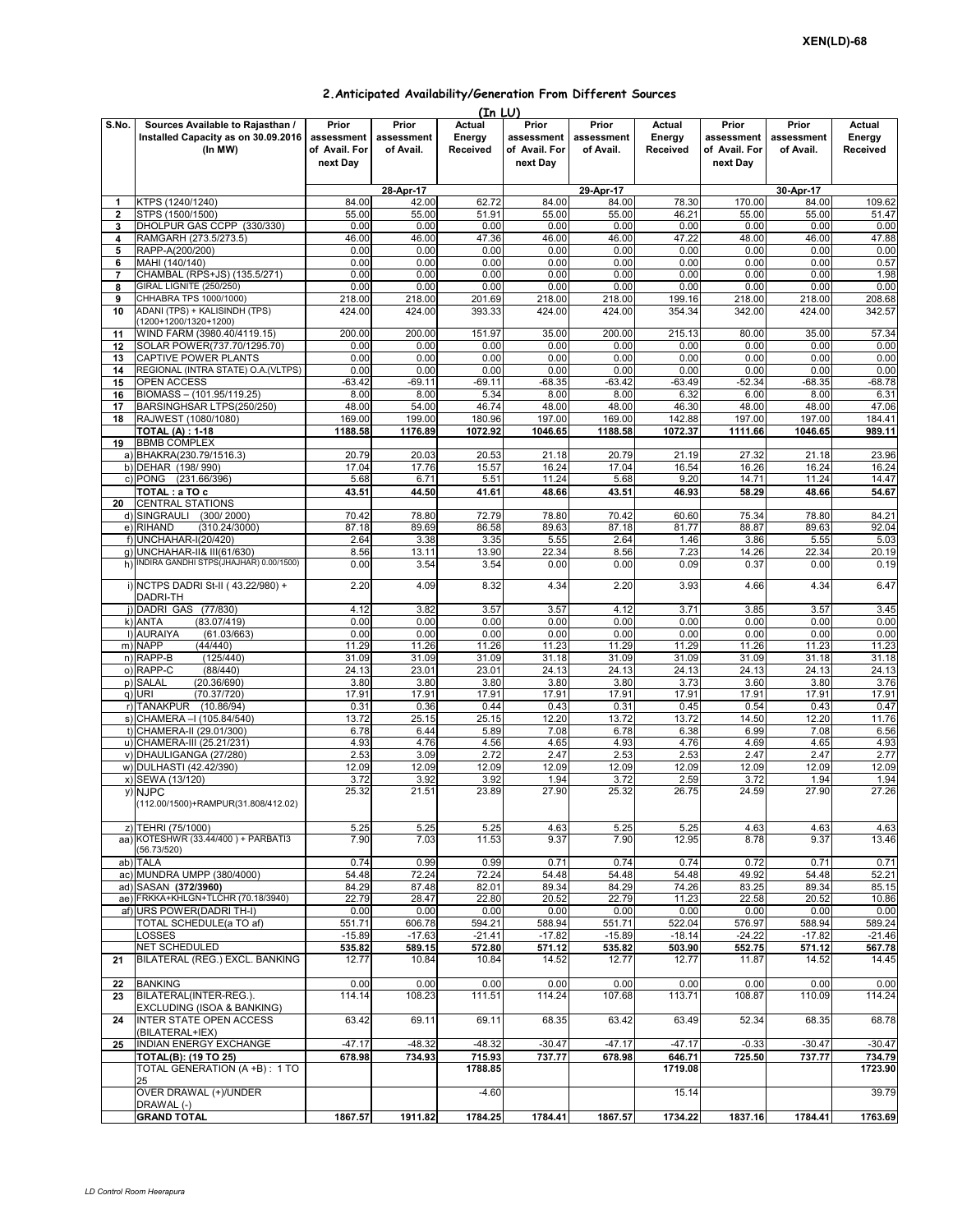XEN(LD)-68

## 2.Anticipated Availability/Generation From Different Sources

(In LU)

| S.No. | Sources Available to Rajasthan / Installed Capacity as on 30.09.2016 (In MW) | Prior assessment of Avail. For next Day | Prior assessment of Avail. | Actual Energy Received | Prior assessment of Avail. For next Day | Prior assessment of Avail. | Actual Energy Received | Prior assessment of Avail. For next Day | Prior assessment of Avail. | Actual Energy Received |
|---|---|---|---|---|---|---|---|---|---|---|
| | | 28-Apr-17 | | | 29-Apr-17 | | | 30-Apr-17 | | |
| 1 | KTPS (1240/1240) | 84.00 | 42.00 | 62.72 | 84.00 | 84.00 | 78.30 | 170.00 | 84.00 | 109.62 |
| 2 | STPS (1500/1500) | 55.00 | 55.00 | 51.91 | 55.00 | 55.00 | 46.21 | 55.00 | 55.00 | 51.47 |
| 3 | DHOLPUR GAS CCPP (330/330) | 0.00 | 0.00 | 0.00 | 0.00 | 0.00 | 0.00 | 0.00 | 0.00 | 0.00 |
| 4 | RAMGARH (273.5/273.5) | 46.00 | 46.00 | 47.36 | 46.00 | 46.00 | 47.22 | 48.00 | 46.00 | 47.88 |
| 5 | RAPP-A(200/200) | 0.00 | 0.00 | 0.00 | 0.00 | 0.00 | 0.00 | 0.00 | 0.00 | 0.00 |
| 6 | MAHI (140/140) | 0.00 | 0.00 | 0.00 | 0.00 | 0.00 | 0.00 | 0.00 | 0.00 | 0.57 |
| 7 | CHAMBAL (RPS+JS) (135.5/271) | 0.00 | 0.00 | 0.00 | 0.00 | 0.00 | 0.00 | 0.00 | 0.00 | 1.98 |
| 8 | GIRAL LIGNITE (250/250) | 0.00 | 0.00 | 0.00 | 0.00 | 0.00 | 0.00 | 0.00 | 0.00 | 0.00 |
| 9 | CHHABRA TPS 1000/1000) | 218.00 | 218.00 | 201.69 | 218.00 | 218.00 | 199.16 | 218.00 | 218.00 | 208.68 |
| 10 | ADANI (TPS) + KALISINDH (TPS) (1200+1200/1320+1200) | 424.00 | 424.00 | 393.33 | 424.00 | 424.00 | 354.34 | 342.00 | 424.00 | 342.57 |
| 11 | WIND FARM (3980.40/4119.15) | 200.00 | 200.00 | 151.97 | 35.00 | 200.00 | 215.13 | 80.00 | 35.00 | 57.34 |
| 12 | SOLAR POWER(737.70/1295.70) | 0.00 | 0.00 | 0.00 | 0.00 | 0.00 | 0.00 | 0.00 | 0.00 | 0.00 |
| 13 | CAPTIVE POWER PLANTS | 0.00 | 0.00 | 0.00 | 0.00 | 0.00 | 0.00 | 0.00 | 0.00 | 0.00 |
| 14 | REGIONAL (INTRA STATE) O.A.(VLTPS) | 0.00 | 0.00 | 0.00 | 0.00 | 0.00 | 0.00 | 0.00 | 0.00 | 0.00 |
| 15 | OPEN ACCESS | -63.42 | -69.11 | -69.11 | -68.35 | -63.42 | -63.49 | -52.34 | -68.35 | -68.78 |
| 16 | BIOMASS – (101.95/119.25) | 8.00 | 8.00 | 5.34 | 8.00 | 8.00 | 6.32 | 6.00 | 8.00 | 6.31 |
| 17 | BARSINGHSAR LTPS(250/250) | 48.00 | 54.00 | 46.74 | 48.00 | 48.00 | 46.30 | 48.00 | 48.00 | 47.06 |
| 18 | RAJWEST (1080/1080) | 169.00 | 199.00 | 180.96 | 197.00 | 169.00 | 142.88 | 197.00 | 197.00 | 184.41 |
| | **TOTAL (A) : 1-18** | **1188.58** | **1176.89** | **1072.92** | **1046.65** | **1188.58** | **1072.37** | **1111.66** | **1046.65** | **989.11** |
| 19 | BBMB COMPLEX | | | | | | | | | |
| | a) BHAKRA(230.79/1516.3) | 20.79 | 20.03 | 20.53 | 21.18 | 20.79 | 21.19 | 27.32 | 21.18 | 23.96 |
| | b) DEHAR (198/ 990) | 17.04 | 17.76 | 15.57 | 16.24 | 17.04 | 16.54 | 16.26 | 16.24 | 16.24 |
| | c) PONG (231.66/396) | 5.68 | 6.71 | 5.51 | 11.24 | 5.68 | 9.20 | 14.71 | 11.24 | 14.47 |
| | **TOTAL : a TO c** | **43.51** | **44.50** | **41.61** | **48.66** | **43.51** | **46.93** | **58.29** | **48.66** | **54.67** |
| 20 | CENTRAL STATIONS | | | | | | | | | |
| | d) SINGRAULI (300/ 2000) | 70.42 | 78.80 | 72.79 | 78.80 | 70.42 | 60.60 | 75.34 | 78.80 | 84.21 |
| | e) RIHAND (310.24/3000) | 87.18 | 89.69 | 86.58 | 89.63 | 87.18 | 81.77 | 88.87 | 89.63 | 92.04 |
| | f) UNCHAHAR-I(20/420) | 2.64 | 3.38 | 3.35 | 5.55 | 2.64 | 1.46 | 3.86 | 5.55 | 5.03 |
| | g) UNCHAHAR-II& III(61/630) | 8.56 | 13.11 | 13.90 | 22.34 | 8.56 | 7.23 | 14.26 | 22.34 | 20.19 |
| | h) INDIRA GANDHI STPS(JHAJHAR) 0.00/1500) | 0.00 | 3.54 | 3.54 | 0.00 | 0.00 | 0.09 | 0.37 | 0.00 | 0.19 |
| | i) NCTPS DADRI St-II ( 43.22/980) + DADRI-TH | 2.20 | 4.09 | 8.32 | 4.34 | 2.20 | 3.93 | 4.66 | 4.34 | 6.47 |
| | j) DADRI GAS (77/830) | 4.12 | 3.82 | 3.57 | 3.57 | 4.12 | 3.71 | 3.85 | 3.57 | 3.45 |
| | k) ANTA (83.07/419) | 0.00 | 0.00 | 0.00 | 0.00 | 0.00 | 0.00 | 0.00 | 0.00 | 0.00 |
| | l) AURAIYA (61.03/663) | 0.00 | 0.00 | 0.00 | 0.00 | 0.00 | 0.00 | 0.00 | 0.00 | 0.00 |
| | m) NAPP (44/440) | 11.29 | 11.26 | 11.26 | 11.23 | 11.29 | 11.29 | 11.26 | 11.23 | 11.23 |
| | n) RAPP-B (125/440) | 31.09 | 31.09 | 31.09 | 31.18 | 31.09 | 31.09 | 31.09 | 31.18 | 31.18 |
| | o) RAPP-C (88/440) | 24.13 | 23.01 | 23.01 | 24.13 | 24.13 | 24.13 | 24.13 | 24.13 | 24.13 |
| | p) SALAL (20.36/690) | 3.80 | 3.80 | 3.80 | 3.80 | 3.80 | 3.73 | 3.60 | 3.80 | 3.76 |
| | q) URI (70.37/720) | 17.91 | 17.91 | 17.91 | 17.91 | 17.91 | 17.91 | 17.91 | 17.91 | 17.91 |
| | r) TANAKPUR (10.86/94) | 0.31 | 0.36 | 0.44 | 0.43 | 0.31 | 0.45 | 0.54 | 0.43 | 0.47 |
| | s) CHAMERA –I (105.84/540) | 13.72 | 25.15 | 25.15 | 12.20 | 13.72 | 13.72 | 14.50 | 12.20 | 11.76 |
| | t) CHAMERA-II (29.01/300) | 6.78 | 6.44 | 5.89 | 7.08 | 6.78 | 6.38 | 6.99 | 7.08 | 6.56 |
| | u) CHAMERA-III (25.21/231) | 4.93 | 4.76 | 4.56 | 4.65 | 4.93 | 4.76 | 4.69 | 4.65 | 4.93 |
| | v) DHAULIGANGA (27/280) | 2.53 | 3.09 | 2.72 | 2.47 | 2.53 | 2.53 | 2.47 | 2.47 | 2.77 |
| | w) DULHASTI (42.42/390) | 12.09 | 12.09 | 12.09 | 12.09 | 12.09 | 12.09 | 12.09 | 12.09 | 12.09 |
| | x) SEWA (13/120) | 3.72 | 3.92 | 3.92 | 1.94 | 3.72 | 2.59 | 3.72 | 1.94 | 1.94 |
| | y) NJPC (112.00/1500)+RAMPUR(31.808/412.02) | 25.32 | 21.51 | 23.89 | 27.90 | 25.32 | 26.75 | 24.59 | 27.90 | 27.26 |
| | z) TEHRI (75/1000) | 5.25 | 5.25 | 5.25 | 4.63 | 5.25 | 5.25 | 4.63 | 4.63 | 4.63 |
| | aa) KOTESHWR (33.44/400 ) + PARBATI3 (56.73/520) | 7.90 | 7.03 | 11.53 | 9.37 | 7.90 | 12.95 | 8.78 | 9.37 | 13.46 |
| | ab) TALA | 0.74 | 0.99 | 0.99 | 0.71 | 0.74 | 0.74 | 0.72 | 0.71 | 0.71 |
| | ac) MUNDRA UMPP (380/4000) | 54.48 | 72.24 | 72.24 | 54.48 | 54.48 | 54.48 | 49.92 | 54.48 | 52.21 |
| | ad) SASAN **(372/3960)** | 84.29 | 87.48 | 82.01 | 89.34 | 84.29 | 74.26 | 83.25 | 89.34 | 85.15 |
| | ae) FRKKA+KHLGN+TLCHR (70.18/3940) | 22.79 | 28.47 | 22.80 | 20.52 | 22.79 | 11.23 | 22.58 | 20.52 | 10.86 |
| | af) URS POWER(DADRI TH-I) | 0.00 | 0.00 | 0.00 | 0.00 | 0.00 | 0.00 | 0.00 | 0.00 | 0.00 |
| | TOTAL SCHEDULE(a TO af) | 551.71 | 606.78 | 594.21 | 588.94 | 551.71 | 522.04 | 576.97 | 588.94 | 589.24 |
| | LOSSES | -15.89 | -17.63 | -21.41 | -17.82 | -15.89 | -18.14 | -24.22 | -17.82 | -21.46 |
| | NET SCHEDULED | 535.82 | 589.15 | 572.80 | 571.12 | 535.82 | 503.90 | 552.75 | 571.12 | 567.78 |
| 21 | BILATERAL (REG.) EXCL. BANKING | 12.77 | 10.84 | 10.84 | 14.52 | 12.77 | 12.77 | 11.87 | 14.52 | 14.45 |
| 22 | BANKING | 0.00 | 0.00 | 0.00 | 0.00 | 0.00 | 0.00 | 0.00 | 0.00 | 0.00 |
| 23 | BILATERAL(INTER-REG.). EXCLUDING (ISOA & BANKING) | 114.14 | 108.23 | 111.51 | 114.24 | 107.68 | 113.71 | 108.87 | 110.09 | 114.24 |
| 24 | INTER STATE OPEN ACCESS (BILATERAL+IEX) | 63.42 | 69.11 | 69.11 | 68.35 | 63.42 | 63.49 | 52.34 | 68.35 | 68.78 |
| 25 | INDIAN ENERGY EXCHANGE | -47.17 | -48.32 | -48.32 | -30.47 | -47.17 | -47.17 | -0.33 | -30.47 | -30.47 |
| | **TOTAL(B): (19 TO 25)** | **678.98** | **734.93** | **715.93** | **737.77** | **678.98** | **646.71** | **725.50** | **737.77** | **734.79** |
| | TOTAL GENERATION (A +B) : 1 TO 25 | | | **1788.85** | | | **1719.08** | | | **1723.90** |
| | OVER DRAWAL (+)/UNDER DRAWAL (-) | | | -4.60 | | | 15.14 | | | 39.79 |
| | **GRAND TOTAL** | **1867.57** | **1911.82** | **1784.25** | **1784.41** | **1867.57** | **1734.22** | **1837.16** | **1784.41** | **1763.69** |

*LD Control Room Heerapura*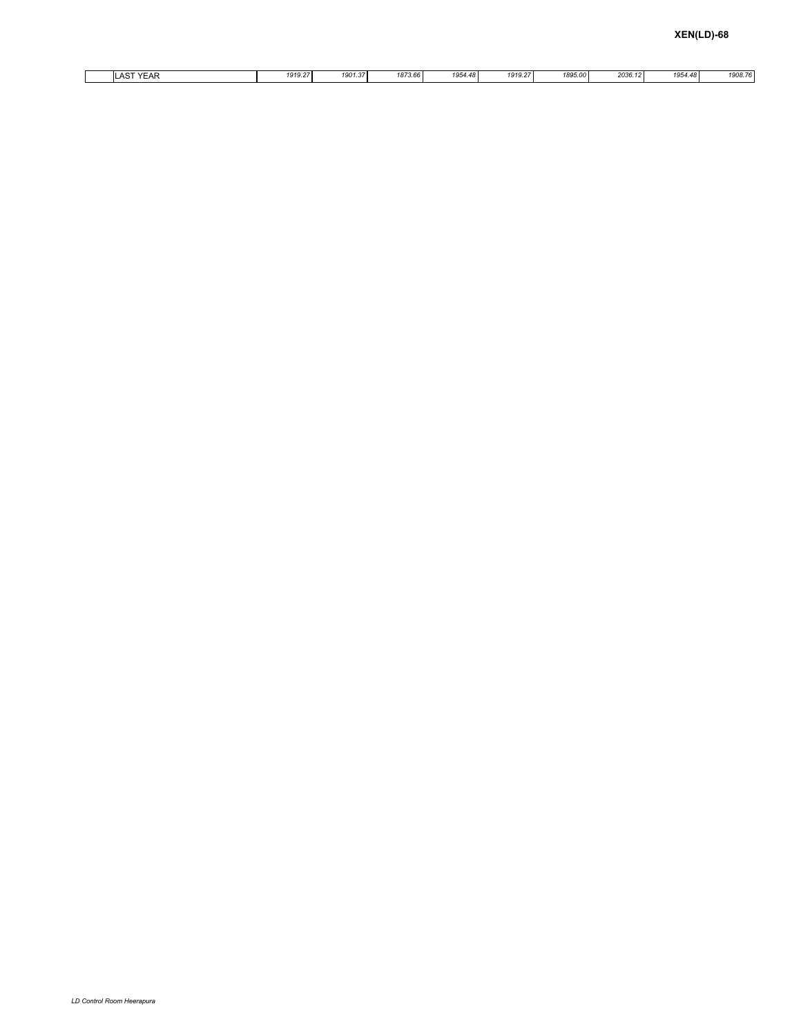| | | | | | | | | | |
|---|---|---|---|---|---|---|---|---|---|
| LAST YEAR | *1919.27* | *1901.37* | *1873.66* | *1954.48* | *1919.27* | *1895.00* | *2036.12* | *1954.48* | *1908.76* |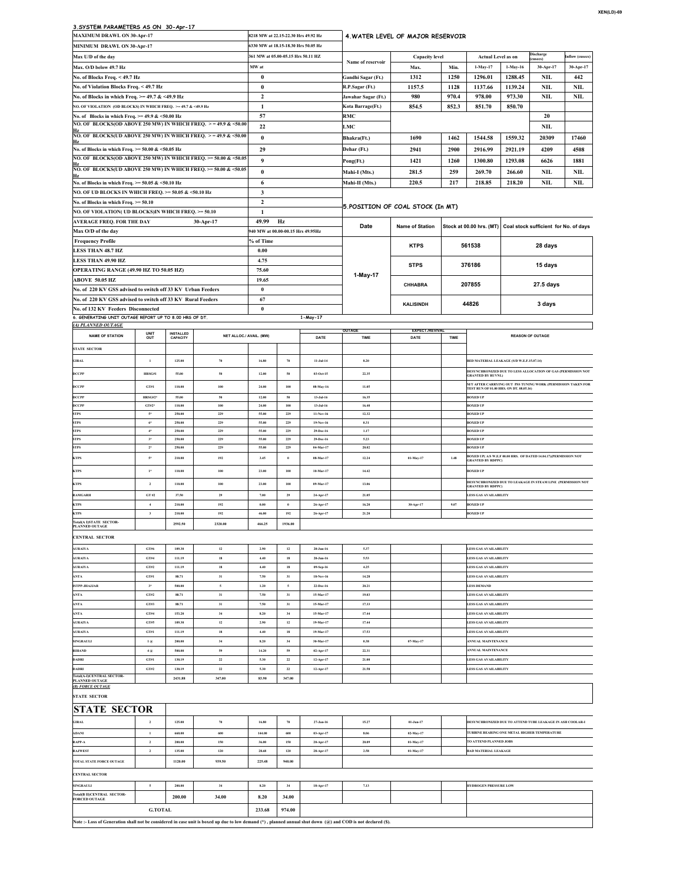## 3. SYSTEM PARAMETERS AS ON 30-Apr-17

| | |
|---|---|
| MAXIMUM DRAWL ON 30-Apr-17 | 8218 MW at 22.15-22.30 Hrs 49.92 Hz |
| MINIMUM DRAWL ON 30-Apr-17 | 6330 MW at 18.15-18.30 Hrs 50.05 Hz |
| Max U/D of the day | 361 MW at 05.00-05.15 Hrs 50.11 HZ |
| Max. O/D below 49.7 Hz | MW at |
| No. of Blocks Freq. < 49.7 Hz | 0 |
| No. of Violation Blocks Freq. < 49.7 Hz | 0 |
| No. of Blocks in which Freq. >= 49.7 & <49.9 Hz | 2 |
| NO. OF VIOLATION (OD BLOCKS) IN WHICH FREQ. >= 49.7 & <49.9 Hz | 1 |
| No. of Blocks in which Freq. >= 49.9 & <50.00 Hz | 57 |
| NO. OF BLOCKS(OD ABOVE 250 MW) IN WHICH FREQ. > = 49.9 & <50.00 Hz | 22 |
| NO. OF BLOCKS(UD ABOVE 250 MW) IN WHICH FREQ. > = 49.9 & <50.00 Hz | 0 |
| No. of Blocks in which Freq. >= 50.00 & <50.05 Hz | 29 |
| NO. OF BLOCKS(OD ABOVE 250 MW) IN WHICH FREQ. >= 50.00 & <50.05 Hz | 9 |
| NO. OF BLOCKS(UD ABOVE 250 MW) IN WHICH FREQ. >= 50.00 & <50.05 Hz | 0 |
| No. of Blocks in which Freq. >= 50.05 & <50.10 Hz | 6 |
| NO. OF UD BLOCKS IN WHICH FREQ. >= 50.05 & <50.10 Hz | 3 |
| No. of Blocks in which Freq. >= 50.10 | 2 |
| NO. OF VIOLATION( UD BLOCKS)IN WHICH FREQ. >= 50.10 | 1 |
| AVERAGE FREQ. FOR THE DAY 30-Apr-17 | 49.99 Hz |
| Max O/D of the day | 940 MW at 00.00-00.15 Hrs 49.95Hz |
| Frequency Profile | % of Time |
| LESS THAN 48.7 HZ | 0.00 |
| LESS THAN 49.90 HZ | 4.75 |
| OPERATING RANGE (49.90 HZ TO 50.05 HZ) | 75.60 |
| ABOVE 50.05 HZ | 19.65 |
| No. of 220 KV GSS advised to switch off 33 KV Urban Feeders | 0 |
| No. of 220 KV GSS advised to switch off 33 KV Rural Feeders | 67 |
| No. of 132 KV Feeders Disconnected | 0 |

## 4. WATER LEVEL OF MAJOR RESERVOIR

| Name of reservoir | Capacity level Max. | Min. | Actual Level as on 1-May-17 | 1-May-16 | Discharge (cusecs) 30-Apr-17 | Inflow (cusecs) 30-Apr-17 |
|---|---|---|---|---|---|---|
| Gandhi Sagar (Ft.) | 1312 | 1250 | 1296.01 | 1288.45 | NIL | 442 |
| R.P.Sagar (Ft.) | 1157.5 | 1128 | 1137.66 | 1139.24 | NIL | NIL |
| Jawahar Sagar (Ft.) | 980 | 970.4 | 978.00 | 973.30 | NIL | NIL |
| Kota Barrage(Ft.) | 854.5 | 852.3 | 851.70 | 850.70 | | |
| RMC | | | | | 20 | |
| LMC | | | | | NIL | |
| Bhakra(Ft.) | 1690 | 1462 | 1544.58 | 1559.32 | 20309 | 17460 |
| Dehar (Ft.) | 2941 | 2900 | 2916.99 | 2921.19 | 4209 | 4508 |
| Pong(Ft.) | 1421 | 1260 | 1300.80 | 1293.08 | 6626 | 1881 |
| Mahi-I (Mts.) | 281.5 | 259 | 269.70 | 266.60 | NIL | NIL |
| Mahi-II (Mts.) | 220.5 | 217 | 218.85 | 218.20 | NIL | NIL |

## 5. POSITION OF COAL STOCK (In MT)

| Date | Name of Station | Stock at 00.00 hrs. (MT) | Coal stock sufficient for No. of days |
|---|---|---|---|
| 1-May-17 | KTPS | 561538 | 28 days |
| | STPS | 376186 | 15 days |
| | CHHABRA | 207855 | 27.5 days |
| | KALISINDH | 44826 | 3 days |

## 6. GENERATING UNIT OUTAGE REPORT UP TO 8.00 HRS OF DT. 1-May-17

### (A) PLANNED OUTAGE

| NAME OF STATION | UNIT OUT | INSTALLED CAPACITY | NET ALLOC./ AVAIL. (MW) | | | OUTAGE DATE | TIME | EXPECT./REVIVAL DATE | TIME | REASON OF OUTAGE |
|---|---|---|---|---|---|---|---|---|---|---|
| **STATE SECTOR** | | | | | | | | | | |
| GIRAL | 1 | 125.00 | 70 | 16.80 | 70 | 11-Jul-14 | 8.20 | | | BED MATERIAL LEAKAGE (S/D W.E.F.15.07.14) |
| DCCPP | HRSG#1 | 55.00 | 50 | 12.00 | 50 | 03-Oct-15 | 22.35 | | | DESYNCHRONIZED DUE TO LESS ALLOCATION OF GAS (PERMISSION NOT GRANTED BY RUVNL) |
| DCCPP | GT#1 | 110.00 | 100 | 24.00 | 100 | 08-May-16 | 11.05 | | | S/T AFTER CARRYING OUT PSS TUNING WORK (PERMISSION TAKEN FOR TEST RUN OF 01.00 HRS. ON DT. 08.05.16) |
| DCCPP | HRSG#2* | 55.00 | 50 | 12.00 | 50 | 13-Jul-16 | 16.35 | | | BOXED UP |
| DCCPP | GT#2* | 110.00 | 100 | 24.00 | 100 | 13-Jul-16 | 16.40 | | | BOXED UP |
| STPS | 5* | 250.00 | 229 | 55.00 | 229 | 11-Nov-16 | 12.32 | | | BOXED UP |
| STPS | 6* | 250.00 | 229 | 55.00 | 229 | 19-Nov-16 | 0.31 | | | BOXED UP |
| STPS | 4* | 250.00 | 229 | 55.00 | 229 | 29-Dec-16 | 1.17 | | | BOXED UP |
| STPS | 3* | 250.00 | 229 | 55.00 | 229 | 29-Dec-16 | 5.23 | | | BOXED UP |
| STPS | 2* | 250.00 | 229 | 55.00 | 229 | 04-Mar-17 | 20.02 | | | BOXED UP |
| KTPS | 5* | 210.00 | 192 | 3.45 | 0 | 08-Mar-17 | 12.24 | 01-May-17 | 1.48 | BOXED UP( A/S W.E.F 00.00 HRS. OF DATED 14.04.17)(PERMISSION NOT GRANTED BY RDPPC) |
| KTPS | 1* | 110.00 | 100 | 23.00 | 100 | 10-Mar-17 | 14.42 | | | BOXED UP |
| KTPS | 2 | 110.00 | 100 | 23.00 | 100 | 09-Mar-17 | 13.06 | | | DESYNCHRONIZED DUE TO LEAKAGE IN STEAM LINE (PERMISSION NOT GRANTED BY RDPPC) |
| RAMGARH | GT #2 | 37.50 | 29 | 7.00 | 29 | 24-Apr-17 | 21.05 | | | LESS GAS AVAILABILITY |
| KTPS | 4 | 210.00 | 192 | 0.00 | 0 | 26-Apr-17 | 16.20 | 30-Apr-17 | 9.07 | BOXED UP |
| KTPS | 3 | 210.00 | 192 | 46.00 | 192 | 26-Apr-17 | 21.20 | | | BOXED UP |
| Total(A I)STATE SECTOR-PLANNED OUTAGE | | 2592.50 | 2320.00 | 466.25 | 1936.00 | | | | | |
| **CENTRAL SECTOR** | | | | | | | | | | |
| AURAIYA | GT#6 | 109.30 | 12 | 2.90 | 12 | 20-Jun-16 | 5.37 | | | LESS GAS AVAILABILITY |
| AURAIYA | GT#4 | 111.19 | 18 | 4.40 | 18 | 20-Jun-16 | 5.53 | | | LESS GAS AVAILABILITY |
| AURAIYA | GT#2 | 111.19 | 18 | 4.40 | 18 | 09-Sep-16 | 4.25 | | | LESS GAS AVAILABILITY |
| ANTA | GT#1 | 88.71 | 31 | 7.50 | 31 | 18-Nov-16 | 14.28 | | | LESS GAS AVAILABILITY |
| ISTPP-JHAJJAR | 3* | 500.00 | 5 | 1.20 | 5 | 22-Dec-16 | 20.21 | | | LESS DEMAND |
| ANTA | GT#2 | 88.71 | 31 | 7.50 | 31 | 15-Mar-17 | 19.03 | | | LESS GAS AVAILABILITY |
| ANTA | GT#3 | 88.71 | 31 | 7.50 | 31 | 15-Mar-17 | 17.33 | | | LESS GAS AVAILABILITY |
| ANTA | GT#4 | 153.20 | 34 | 8.20 | 34 | 15-Mar-17 | 17.44 | | | LESS GAS AVAILABILITY |
| AURAIYA | GT#5 | 109.30 | 12 | 2.90 | 12 | 19-Mar-17 | 17.44 | | | LESS GAS AVAILABILITY |
| AURAIYA | GT#1 | 111.19 | 18 | 4.40 | 18 | 19-Mar-17 | 17.53 | | | LESS GAS AVAILABILITY |
| SINGRAULI | 1 @ | 200.00 | 34 | 8.20 | 34 | 30-Mar-17 | 0.30 | 07-May-17 | | ANNUAL MAINTENANCE |
| RIHAND | 4 @ | 500.00 | 59 | 14.20 | 59 | 02-Apr-17 | 22.31 | | | ANNUAL MAINTENANCE |
| DADRI | GT#1 | 130.19 | 22 | 5.30 | 22 | 12-Apr-17 | 21.00 | | | LESS GAS AVAILABILITY |
| DADRI | GT#2 | 130.19 | 22 | 5.30 | 22 | 12-Apr-17 | 21.58 | | | LESS GAS AVAILABILITY |
| Total(A-I)CENTRAL SECTOR-PLANNED OUTAGE | | 2431.88 | 347.00 | 83.90 | 347.00 | | | | | |

### (B) FORCE OUTAGE

| NAME OF STATION | UNIT OUT | INSTALLED CAPACITY | NET ALLOC./ AVAIL. (MW) | | | OUTAGE DATE | TIME | EXPECT./REVIVAL DATE | TIME | REASON OF OUTAGE |
|---|---|---|---|---|---|---|---|---|---|---|
| **STATE SECTOR** | | | | | | | | | | |
| GIRAL | 2 | 125.00 | 70 | 16.80 | 70 | 27-Jan-16 | 15.27 | 01-Jun-17 | | DESYNCHRONIZED DUE TO ATTEND TUBE LEAKAGE IN ASH COOLAR-I |
| ADANI | 1 | 660.00 | 600 | 144.00 | 600 | 03-Apr-17 | 8.06 | 02-May-17 | | TURBINE BEARING ONE METAL HIGHER TEMPERATURE |
| RAPP-A | 2 | 200.00 | 150 | 36.00 | 150 | 20-Apr-17 | 20.09 | 01-May-17 | | TO ATTEND PLANNED JOBS |
| RAJWEST | 2 | 135.00 | 120 | 28.68 | 120 | 28-Apr-17 | 2.50 | 01-May-17 | | BAD MATERIAL LEAKAGE |
| TOTAL STATE FORCE OUTAGE | | 1120.00 | 939.50 | 225.48 | 940.00 | | | | | |
| **CENTRAL SECTOR** | | | | | | | | | | |
| SINGRAULI | 5 | 200.00 | 34 | 8.20 | 34 | 18-Apr-17 | 7.13 | | | HYDROGEN PRESSURE LOW |
| Total(B II)CENTRAL SECTOR-FORCED OUTAGE | | 200.00 | 34.00 | 8.20 | 34.00 | | | | | |
| G.TOTAL | | | | 233.68 | 974.00 | | | | | |

Note :- Loss of Generation shall not be considered in case unit is boxed up due to low demand (*) , planned annual shut down (@) and COD is not declared ($).